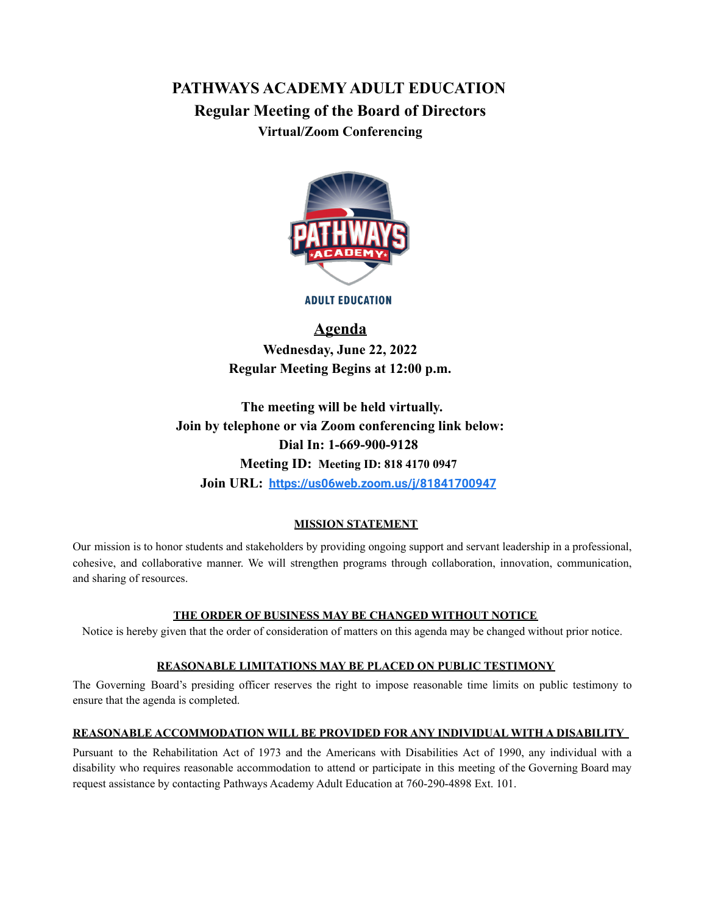# PATHWAYS ACADEMY ADULT EDUCATION

## Regular Meeting of the Board of Directors

### Virtual/Zoom Conferencing

PATHWAYS ACADEMY

ADULT EDUCATION

## Agenda

**Wednesday, June 22, 2022**

**Regular Meeting Begins at 12:00 p.m.**

**The meeting will be held virtually.**
**Join by telephone or via Zoom conferencing link below:**
**Dial In: 1-669-900-9128**
**Meeting ID: Meeting ID: 818 4170 0947**
**Join URL: [https://us06web.zoom.us/j/81841700947](https://us06web.zoom.us/j/81841700947)**

**MISSION STATEMENT**

Our mission is to honor students and stakeholders by providing ongoing support and servant leadership in a professional, cohesive, and collaborative manner. We will strengthen programs through collaboration, innovation, communication, and sharing of resources.

**THE ORDER OF BUSINESS MAY BE CHANGED WITHOUT NOTICE**

Notice is hereby given that the order of consideration of matters on this agenda may be changed without prior notice.

**REASONABLE LIMITATIONS MAY BE PLACED ON PUBLIC TESTIMONY**

The Governing Board's presiding officer reserves the right to impose reasonable time limits on public testimony to ensure that the agenda is completed.

**REASONABLE ACCOMMODATION WILL BE PROVIDED FOR ANY INDIVIDUAL WITH A DISABILITY**

Pursuant to the Rehabilitation Act of 1973 and the Americans with Disabilities Act of 1990, any individual with a disability who requires reasonable accommodation to attend or participate in this meeting of the Governing Board may request assistance by contacting Pathways Academy Adult Education at 760-290-4898 Ext. 101.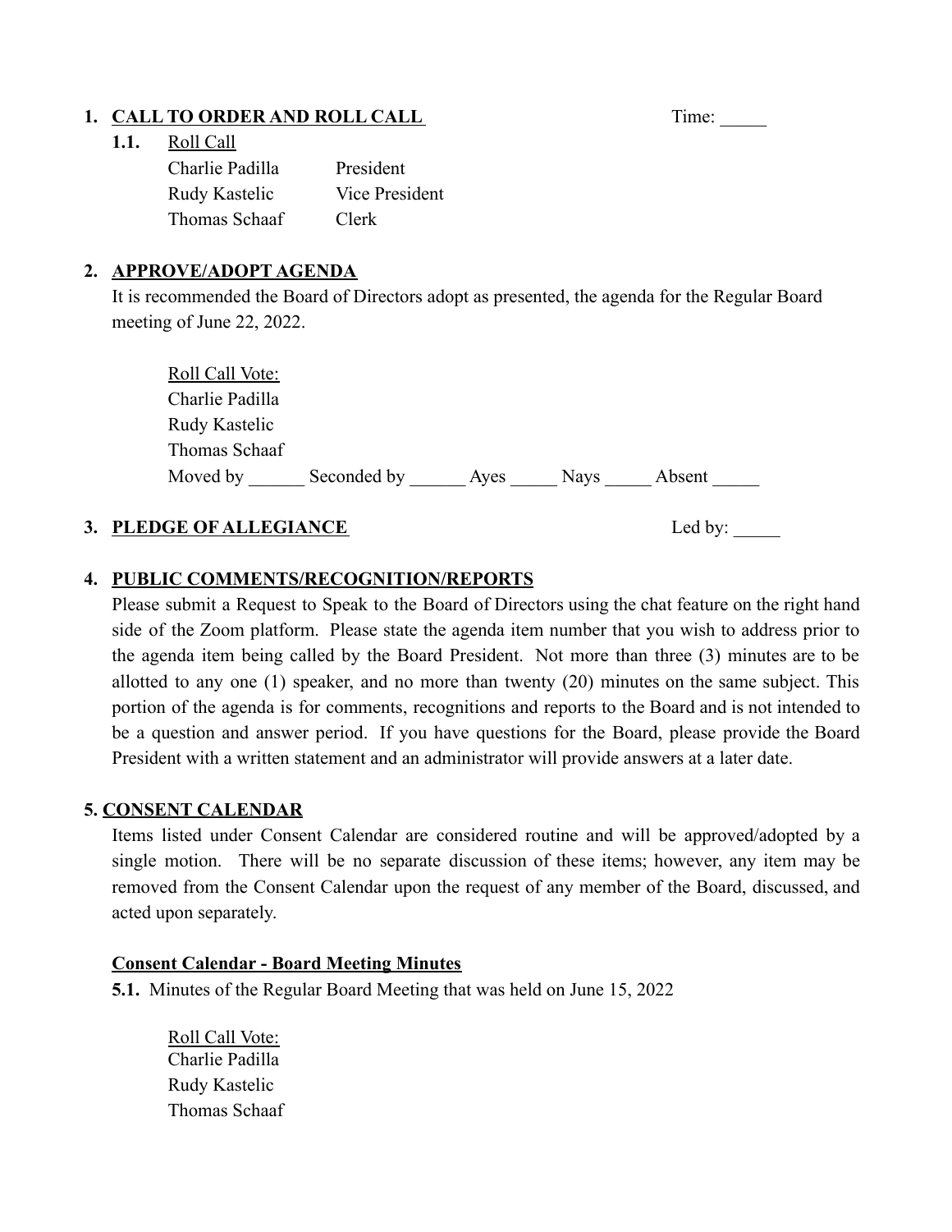## 1. CALL TO ORDER AND ROLL CALL

Time: _____

**1.1.** Roll Call

| | |
|---|---|
| Charlie Padilla | President |
| Rudy Kastelic | Vice President |
| Thomas Schaaf | Clerk |

## 2. APPROVE/ADOPT AGENDA

It is recommended the Board of Directors adopt as presented, the agenda for the Regular Board meeting of June 22, 2022.

Roll Call Vote:
Charlie Padilla
Rudy Kastelic
Thomas Schaaf
Moved by ______ Seconded by ______ Ayes _____ Nays _____ Absent _____

## 3. PLEDGE OF ALLEGIANCE

Led by: _____

## 4. PUBLIC COMMENTS/RECOGNITION/REPORTS

Please submit a Request to Speak to the Board of Directors using the chat feature on the right hand side of the Zoom platform. Please state the agenda item number that you wish to address prior to the agenda item being called by the Board President. Not more than three (3) minutes are to be allotted to any one (1) speaker, and no more than twenty (20) minutes on the same subject. This portion of the agenda is for comments, recognitions and reports to the Board and is not intended to be a question and answer period. If you have questions for the Board, please provide the Board President with a written statement and an administrator will provide answers at a later date.

## 5. CONSENT CALENDAR

Items listed under Consent Calendar are considered routine and will be approved/adopted by a single motion. There will be no separate discussion of these items; however, any item may be removed from the Consent Calendar upon the request of any member of the Board, discussed, and acted upon separately.

### Consent Calendar - Board Meeting Minutes

**5.1.** Minutes of the Regular Board Meeting that was held on June 15, 2022

Roll Call Vote:
Charlie Padilla
Rudy Kastelic
Thomas Schaaf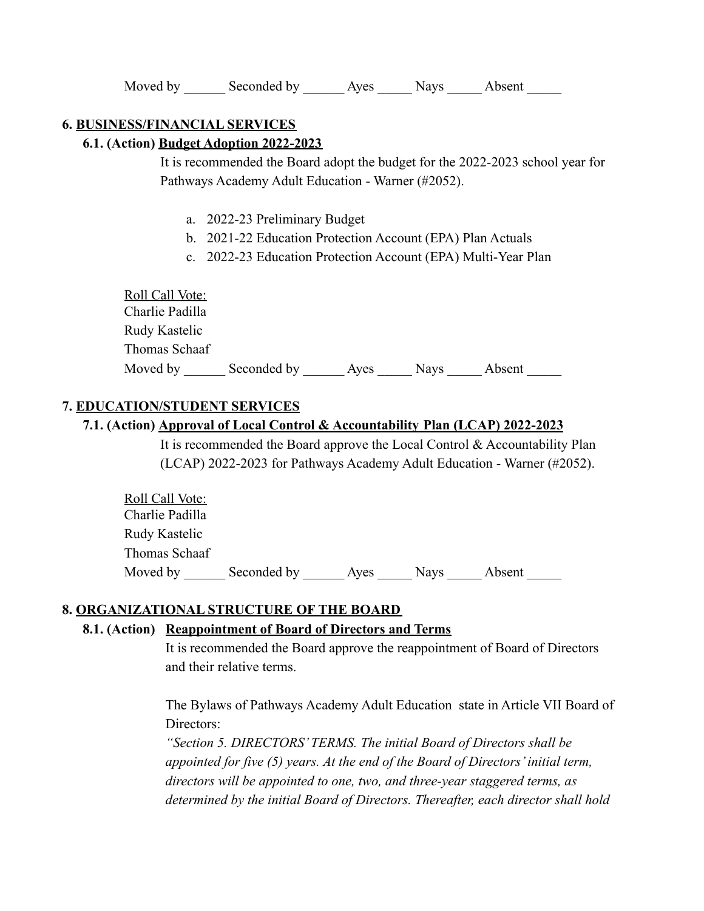Moved by ______ Seconded by ______ Ayes _____ Nays _____ Absent _____

### 6. **BUSINESS/FINANCIAL SERVICES**

#### 6.1. (Action) **Budget Adoption 2022-2023**

It is recommended the Board adopt the budget for the 2022-2023 school year for Pathways Academy Adult Education - Warner (#2052).

a. 2022-23 Preliminary Budget
b. 2021-22 Education Protection Account (EPA) Plan Actuals
c. 2022-23 Education Protection Account (EPA) Multi-Year Plan

Roll Call Vote:
Charlie Padilla
Rudy Kastelic
Thomas Schaaf
Moved by ______ Seconded by ______ Ayes _____ Nays _____ Absent _____

### 7. **EDUCATION/STUDENT SERVICES**

#### 7.1. (Action) **Approval of Local Control & Accountability Plan (LCAP) 2022-2023**

It is recommended the Board approve the Local Control & Accountability Plan (LCAP) 2022-2023 for Pathways Academy Adult Education - Warner (#2052).

Roll Call Vote:
Charlie Padilla
Rudy Kastelic
Thomas Schaaf
Moved by ______ Seconded by ______ Ayes _____ Nays _____ Absent _____

### 8. **ORGANIZATIONAL STRUCTURE OF THE BOARD**

#### 8.1. (Action) **Reappointment of Board of Directors and Terms**

It is recommended the Board approve the reappointment of Board of Directors and their relative terms.

The Bylaws of Pathways Academy Adult Education state in Article VII Board of Directors:
*"Section 5. DIRECTORS' TERMS. The initial Board of Directors shall be appointed for five (5) years. At the end of the Board of Directors' initial term, directors will be appointed to one, two, and three-year staggered terms, as determined by the initial Board of Directors. Thereafter, each director shall hold*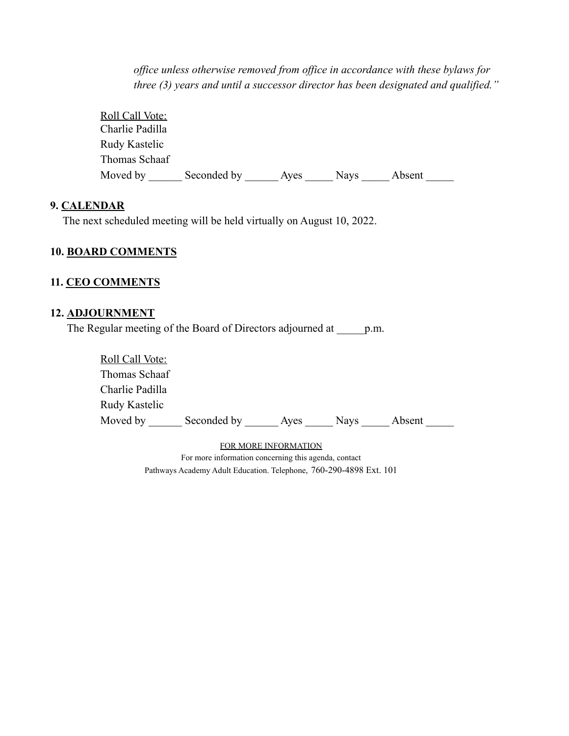*office unless otherwise removed from office in accordance with these bylaws for three (3) years and until a successor director has been designated and qualified."*

Roll Call Vote:
Charlie Padilla
Rudy Kastelic
Thomas Schaaf
Moved by ______ Seconded by ______ Ayes _____ Nays _____ Absent _____

## 9. CALENDAR

The next scheduled meeting will be held virtually on August 10, 2022.

## 10. BOARD COMMENTS

## 11. CEO COMMENTS

## 12. ADJOURNMENT

The Regular meeting of the Board of Directors adjourned at _____p.m.

Roll Call Vote:
Thomas Schaaf
Charlie Padilla
Rudy Kastelic
Moved by ______ Seconded by ______ Ayes _____ Nays _____ Absent _____

FOR MORE INFORMATION
For more information concerning this agenda, contact
Pathways Academy Adult Education. Telephone, 760-290-4898 Ext. 101